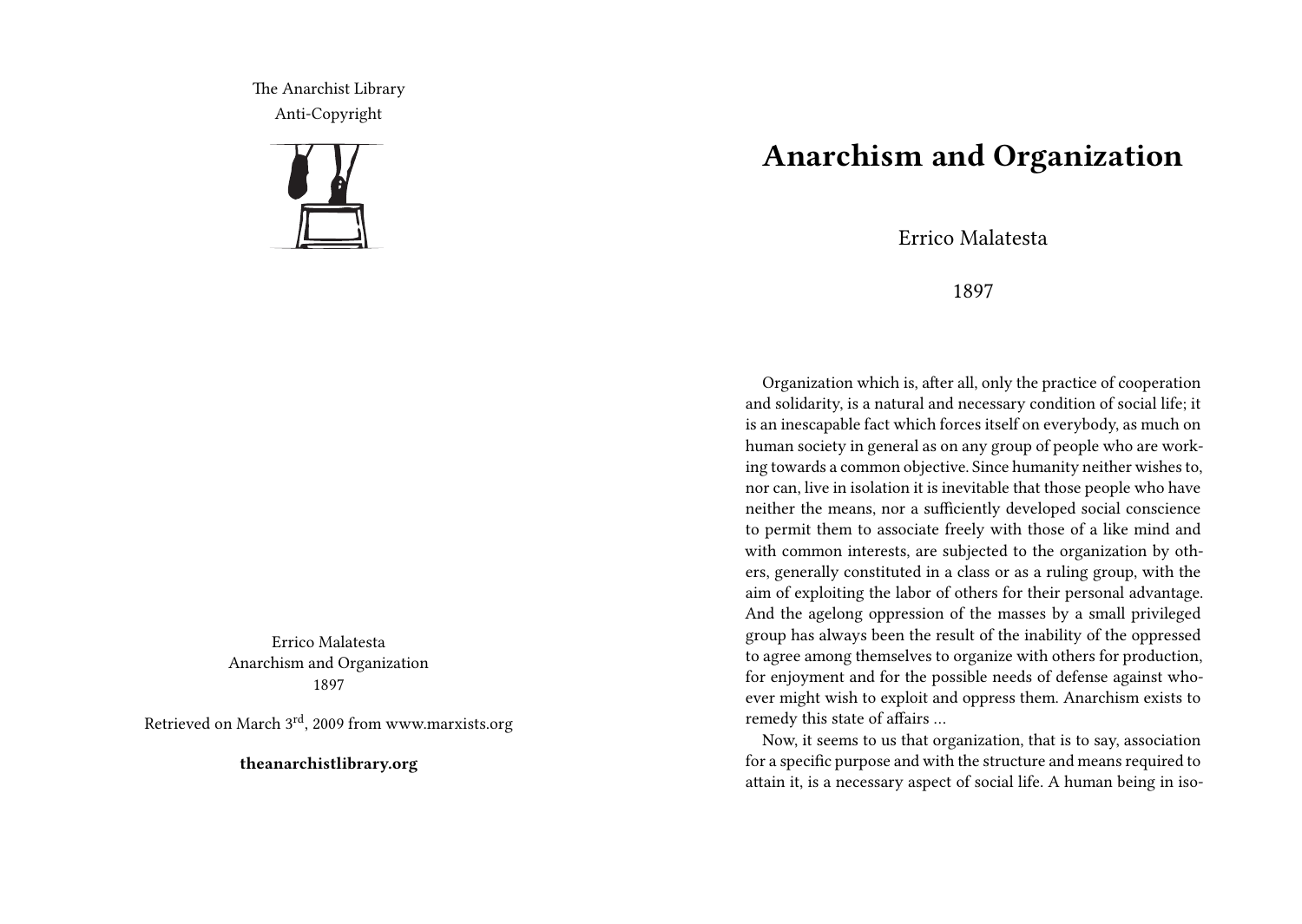The Anarchist Library
Anti-Copyright

Errico Malatesta
Anarchism and Organization
1897

Retrieved on March 3rd, 2009 from www.marxists.org

**theanarchistlibrary.org**

# Anarchism and Organization

Errico Malatesta

1897

Organization which is, after all, only the practice of cooperation and solidarity, is a natural and necessary condition of social life; it is an inescapable fact which forces itself on everybody, as much on human society in general as on any group of people who are working towards a common objective. Since humanity neither wishes to, nor can, live in isolation it is inevitable that those people who have neither the means, nor a sufficiently developed social conscience to permit them to associate freely with those of a like mind and with common interests, are subjected to the organization by others, generally constituted in a class or as a ruling group, with the aim of exploiting the labor of others for their personal advantage. And the agelong oppression of the masses by a small privileged group has always been the result of the inability of the oppressed to agree among themselves to organize with others for production, for enjoyment and for the possible needs of defense against whoever might wish to exploit and oppress them. Anarchism exists to remedy this state of affairs …

Now, it seems to us that organization, that is to say, association for a specific purpose and with the structure and means required to attain it, is a necessary aspect of social life. A human being in iso-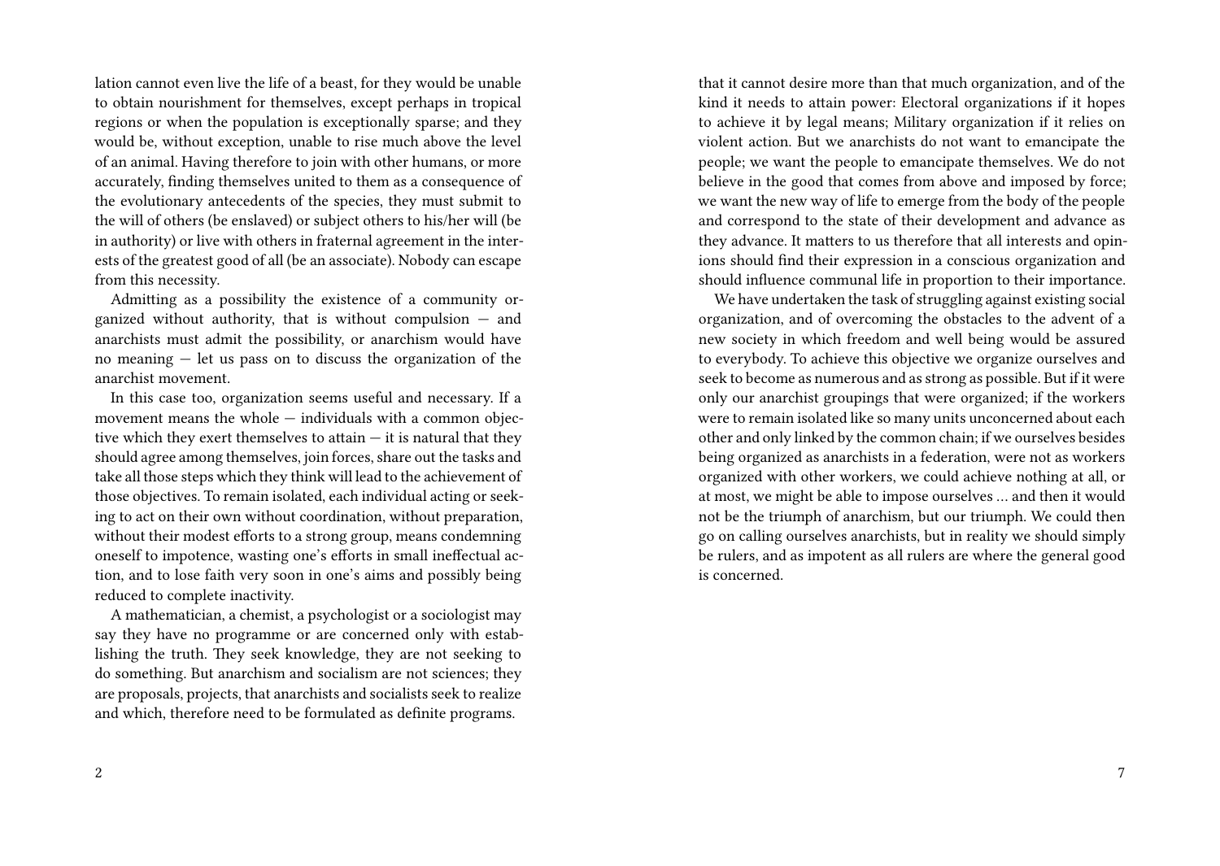lation cannot even live the life of a beast, for they would be unable to obtain nourishment for themselves, except perhaps in tropical regions or when the population is exceptionally sparse; and they would be, without exception, unable to rise much above the level of an animal. Having therefore to join with other humans, or more accurately, finding themselves united to them as a consequence of the evolutionary antecedents of the species, they must submit to the will of others (be enslaved) or subject others to his/her will (be in authority) or live with others in fraternal agreement in the interests of the greatest good of all (be an associate). Nobody can escape from this necessity.

Admitting as a possibility the existence of a community organized without authority, that is without compulsion — and anarchists must admit the possibility, or anarchism would have no meaning — let us pass on to discuss the organization of the anarchist movement.

In this case too, organization seems useful and necessary. If a movement means the whole — individuals with a common objective which they exert themselves to attain — it is natural that they should agree among themselves, join forces, share out the tasks and take all those steps which they think will lead to the achievement of those objectives. To remain isolated, each individual acting or seeking to act on their own without coordination, without preparation, without their modest efforts to a strong group, means condemning oneself to impotence, wasting one's efforts in small ineffectual action, and to lose faith very soon in one's aims and possibly being reduced to complete inactivity.

A mathematician, a chemist, a psychologist or a sociologist may say they have no programme or are concerned only with establishing the truth. They seek knowledge, they are not seeking to do something. But anarchism and socialism are not sciences; they are proposals, projects, that anarchists and socialists seek to realize and which, therefore need to be formulated as definite programs.

that it cannot desire more than that much organization, and of the kind it needs to attain power: Electoral organizations if it hopes to achieve it by legal means; Military organization if it relies on violent action. But we anarchists do not want to emancipate the people; we want the people to emancipate themselves. We do not believe in the good that comes from above and imposed by force; we want the new way of life to emerge from the body of the people and correspond to the state of their development and advance as they advance. It matters to us therefore that all interests and opinions should find their expression in a conscious organization and should influence communal life in proportion to their importance.

We have undertaken the task of struggling against existing social organization, and of overcoming the obstacles to the advent of a new society in which freedom and well being would be assured to everybody. To achieve this objective we organize ourselves and seek to become as numerous and as strong as possible. But if it were only our anarchist groupings that were organized; if the workers were to remain isolated like so many units unconcerned about each other and only linked by the common chain; if we ourselves besides being organized as anarchists in a federation, were not as workers organized with other workers, we could achieve nothing at all, or at most, we might be able to impose ourselves … and then it would not be the triumph of anarchism, but our triumph. We could then go on calling ourselves anarchists, but in reality we should simply be rulers, and as impotent as all rulers are where the general good is concerned.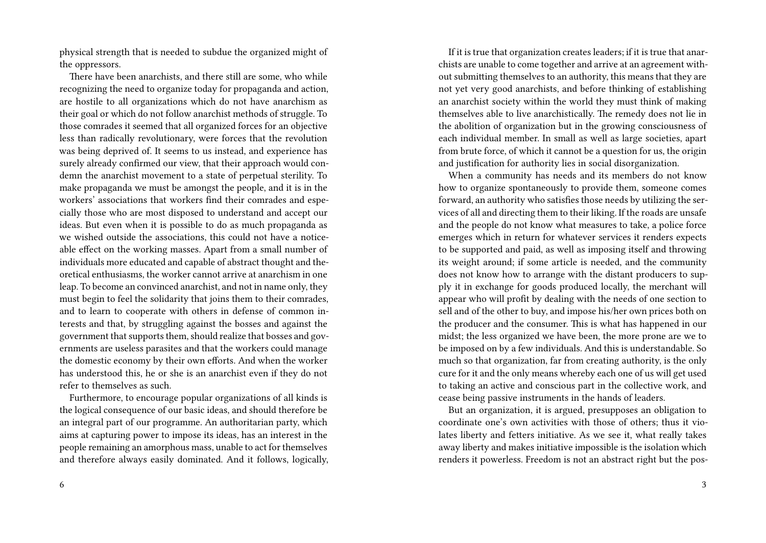physical strength that is needed to subdue the organized might of the oppressors.

There have been anarchists, and there still are some, who while recognizing the need to organize today for propaganda and action, are hostile to all organizations which do not have anarchism as their goal or which do not follow anarchist methods of struggle. To those comrades it seemed that all organized forces for an objective less than radically revolutionary, were forces that the revolution was being deprived of. It seems to us instead, and experience has surely already confirmed our view, that their approach would condemn the anarchist movement to a state of perpetual sterility. To make propaganda we must be amongst the people, and it is in the workers' associations that workers find their comrades and especially those who are most disposed to understand and accept our ideas. But even when it is possible to do as much propaganda as we wished outside the associations, this could not have a noticeable effect on the working masses. Apart from a small number of individuals more educated and capable of abstract thought and theoretical enthusiasms, the worker cannot arrive at anarchism in one leap. To become an convinced anarchist, and not in name only, they must begin to feel the solidarity that joins them to their comrades, and to learn to cooperate with others in defense of common interests and that, by struggling against the bosses and against the government that supports them, should realize that bosses and governments are useless parasites and that the workers could manage the domestic economy by their own efforts. And when the worker has understood this, he or she is an anarchist even if they do not refer to themselves as such.

Furthermore, to encourage popular organizations of all kinds is the logical consequence of our basic ideas, and should therefore be an integral part of our programme. An authoritarian party, which aims at capturing power to impose its ideas, has an interest in the people remaining an amorphous mass, unable to act for themselves and therefore always easily dominated. And it follows, logically,

If it is true that organization creates leaders; if it is true that anarchists are unable to come together and arrive at an agreement without submitting themselves to an authority, this means that they are not yet very good anarchists, and before thinking of establishing an anarchist society within the world they must think of making themselves able to live anarchistically. The remedy does not lie in the abolition of organization but in the growing consciousness of each individual member. In small as well as large societies, apart from brute force, of which it cannot be a question for us, the origin and justification for authority lies in social disorganization.

When a community has needs and its members do not know how to organize spontaneously to provide them, someone comes forward, an authority who satisfies those needs by utilizing the services of all and directing them to their liking. If the roads are unsafe and the people do not know what measures to take, a police force emerges which in return for whatever services it renders expects to be supported and paid, as well as imposing itself and throwing its weight around; if some article is needed, and the community does not know how to arrange with the distant producers to supply it in exchange for goods produced locally, the merchant will appear who will profit by dealing with the needs of one section to sell and of the other to buy, and impose his/her own prices both on the producer and the consumer. This is what has happened in our midst; the less organized we have been, the more prone are we to be imposed on by a few individuals. And this is understandable. So much so that organization, far from creating authority, is the only cure for it and the only means whereby each one of us will get used to taking an active and conscious part in the collective work, and cease being passive instruments in the hands of leaders.

But an organization, it is argued, presupposes an obligation to coordinate one's own activities with those of others; thus it violates liberty and fetters initiative. As we see it, what really takes away liberty and makes initiative impossible is the isolation which renders it powerless. Freedom is not an abstract right but the pos-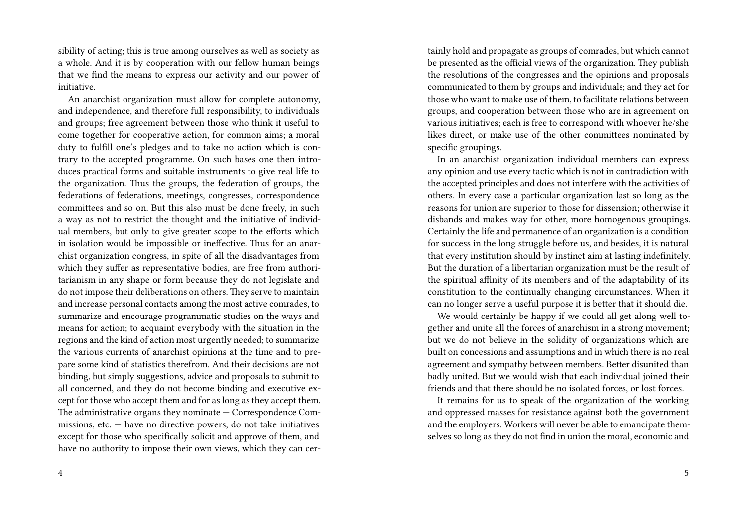sibility of acting; this is true among ourselves as well as society as a whole. And it is by cooperation with our fellow human beings that we find the means to express our activity and our power of initiative.

An anarchist organization must allow for complete autonomy, and independence, and therefore full responsibility, to individuals and groups; free agreement between those who think it useful to come together for cooperative action, for common aims; a moral duty to fulfill one's pledges and to take no action which is contrary to the accepted programme. On such bases one then introduces practical forms and suitable instruments to give real life to the organization. Thus the groups, the federation of groups, the federations of federations, meetings, congresses, correspondence committees and so on. But this also must be done freely, in such a way as not to restrict the thought and the initiative of individual members, but only to give greater scope to the efforts which in isolation would be impossible or ineffective. Thus for an anarchist organization congress, in spite of all the disadvantages from which they suffer as representative bodies, are free from authoritarianism in any shape or form because they do not legislate and do not impose their deliberations on others. They serve to maintain and increase personal contacts among the most active comrades, to summarize and encourage programmatic studies on the ways and means for action; to acquaint everybody with the situation in the regions and the kind of action most urgently needed; to summarize the various currents of anarchist opinions at the time and to prepare some kind of statistics therefrom. And their decisions are not binding, but simply suggestions, advice and proposals to submit to all concerned, and they do not become binding and executive except for those who accept them and for as long as they accept them. The administrative organs they nominate — Correspondence Commissions, etc. — have no directive powers, do not take initiatives except for those who specifically solicit and approve of them, and have no authority to impose their own views, which they can certainly hold and propagate as groups of comrades, but which cannot be presented as the official views of the organization. They publish the resolutions of the congresses and the opinions and proposals communicated to them by groups and individuals; and they act for those who want to make use of them, to facilitate relations between groups, and cooperation between those who are in agreement on various initiatives; each is free to correspond with whoever he/she likes direct, or make use of the other committees nominated by specific groupings.

In an anarchist organization individual members can express any opinion and use every tactic which is not in contradiction with the accepted principles and does not interfere with the activities of others. In every case a particular organization last so long as the reasons for union are superior to those for dissension; otherwise it disbands and makes way for other, more homogenous groupings. Certainly the life and permanence of an organization is a condition for success in the long struggle before us, and besides, it is natural that every institution should by instinct aim at lasting indefinitely. But the duration of a libertarian organization must be the result of the spiritual affinity of its members and of the adaptability of its constitution to the continually changing circumstances. When it can no longer serve a useful purpose it is better that it should die.

We would certainly be happy if we could all get along well together and unite all the forces of anarchism in a strong movement; but we do not believe in the solidity of organizations which are built on concessions and assumptions and in which there is no real agreement and sympathy between members. Better disunited than badly united. But we would wish that each individual joined their friends and that there should be no isolated forces, or lost forces.

It remains for us to speak of the organization of the working and oppressed masses for resistance against both the government and the employers. Workers will never be able to emancipate themselves so long as they do not find in union the moral, economic and